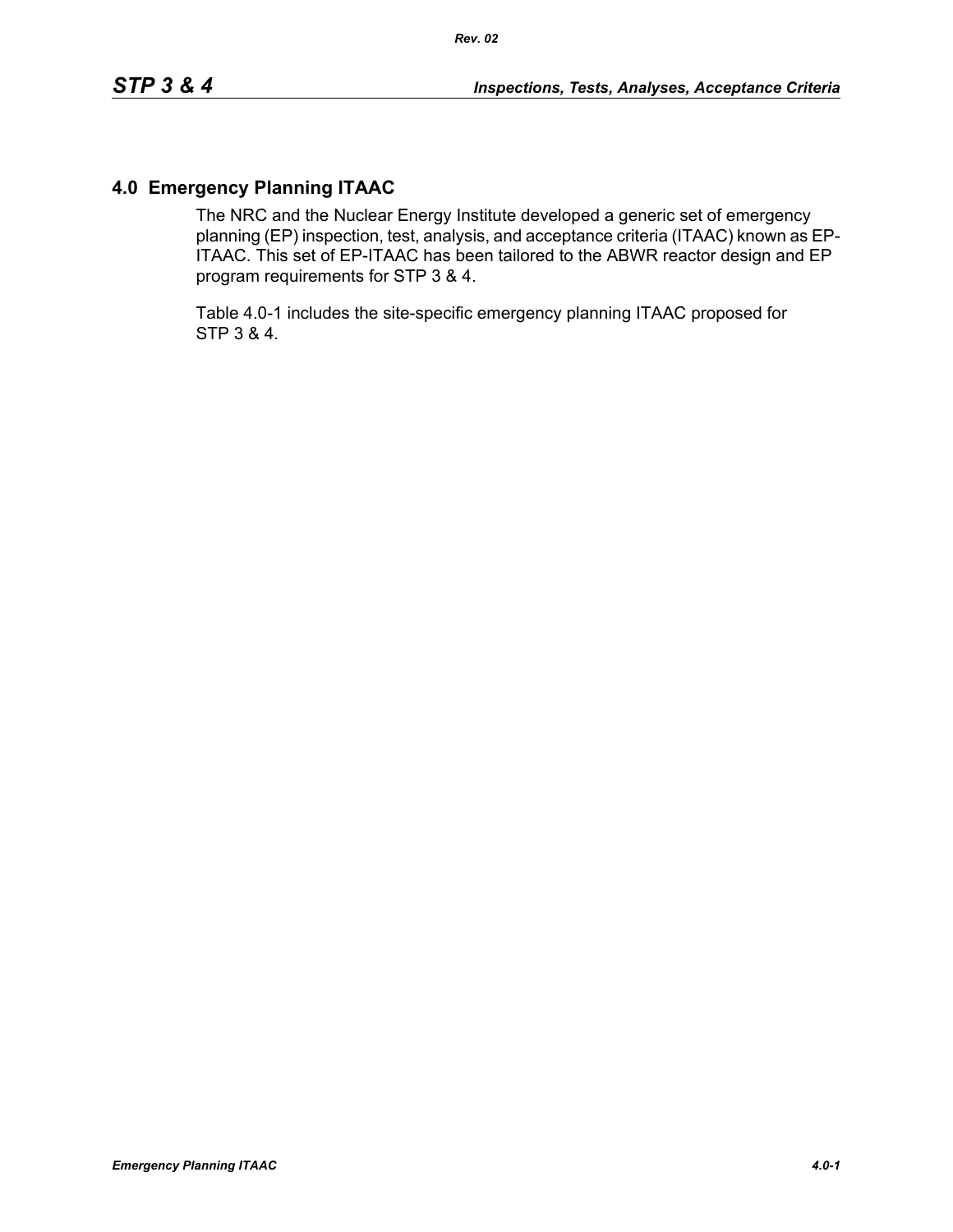## 4.0 Emergency Planning ITAAC

The NRC and the Nuclear Energy Institute developed a generic set of emergency planning (EP) inspection, test, analysis, and acceptance criteria (ITAAC) known as EP-ITAAC. This set of EP-ITAAC has been tailored to the ABWR reactor design and EP program requirements for STP 3 & 4.

Table 4.0-1 includes the site-specific emergency planning ITAAC proposed for STP 3 & 4.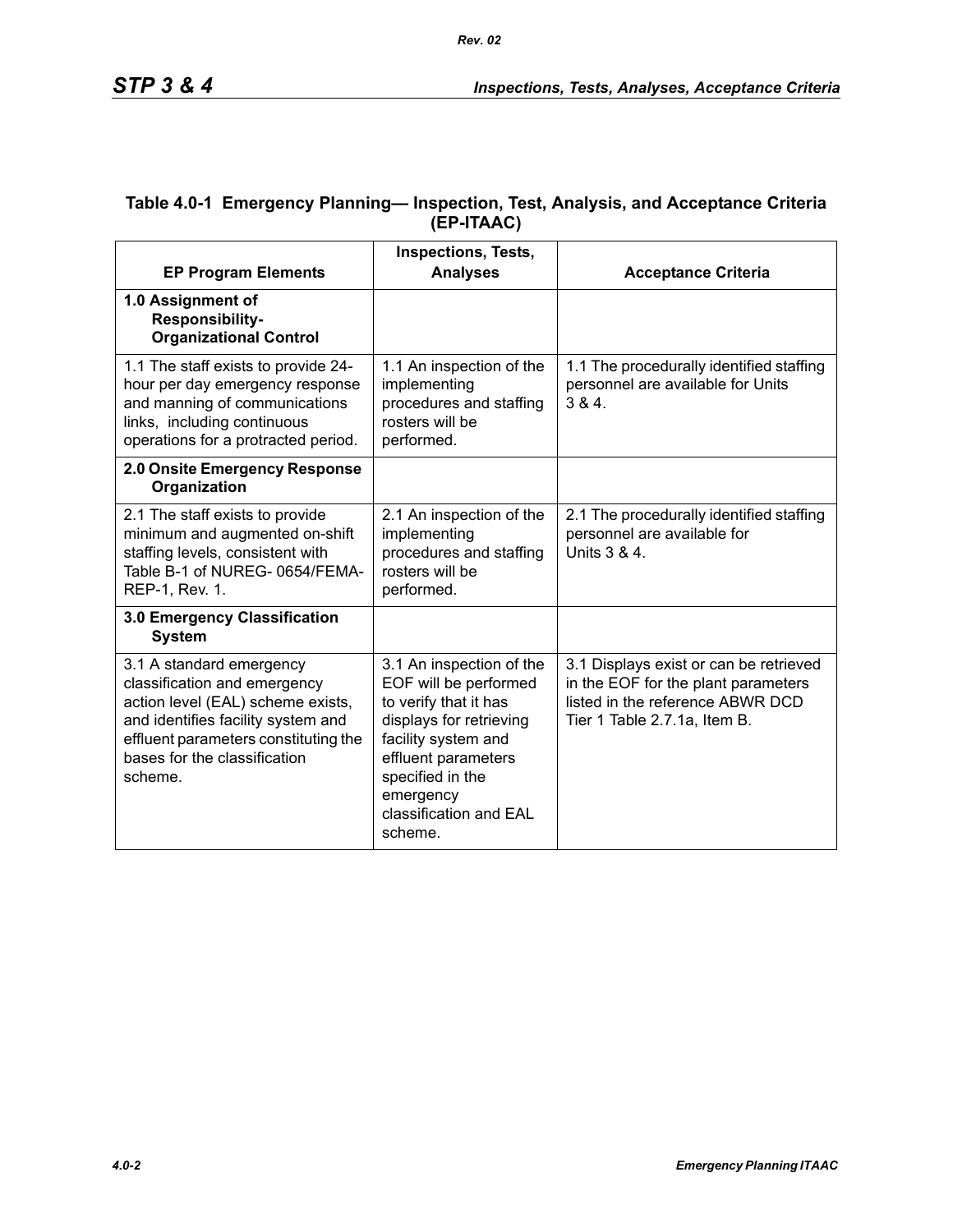**Table 4.0-1 Emergency Planning— Inspection, Test, Analysis, and Acceptance Criteria (EP-ITAAC)**

| EP Program Elements | Inspections, Tests, Analyses | Acceptance Criteria |
|---|---|---|
| **1.0 Assignment of Responsibility-Organizational Control** | | |
| 1.1 The staff exists to provide 24-hour per day emergency response and manning of communications links, including continuous operations for a protracted period. | 1.1 An inspection of the implementing procedures and staffing rosters will be performed. | 1.1 The procedurally identified staffing personnel are available for Units 3 & 4. |
| **2.0 Onsite Emergency Response Organization** | | |
| 2.1 The staff exists to provide minimum and augmented on-shift staffing levels, consistent with Table B-1 of NUREG- 0654/FEMA-REP-1, Rev. 1. | 2.1 An inspection of the implementing procedures and staffing rosters will be performed. | 2.1 The procedurally identified staffing personnel are available for Units 3 & 4. |
| **3.0 Emergency Classification System** | | |
| 3.1 A standard emergency classification and emergency action level (EAL) scheme exists, and identifies facility system and effluent parameters constituting the bases for the classification scheme. | 3.1 An inspection of the EOF will be performed to verify that it has displays for retrieving facility system and effluent parameters specified in the emergency classification and EAL scheme. | 3.1 Displays exist or can be retrieved in the EOF for the plant parameters listed in the reference ABWR DCD Tier 1 Table 2.7.1a, Item B. |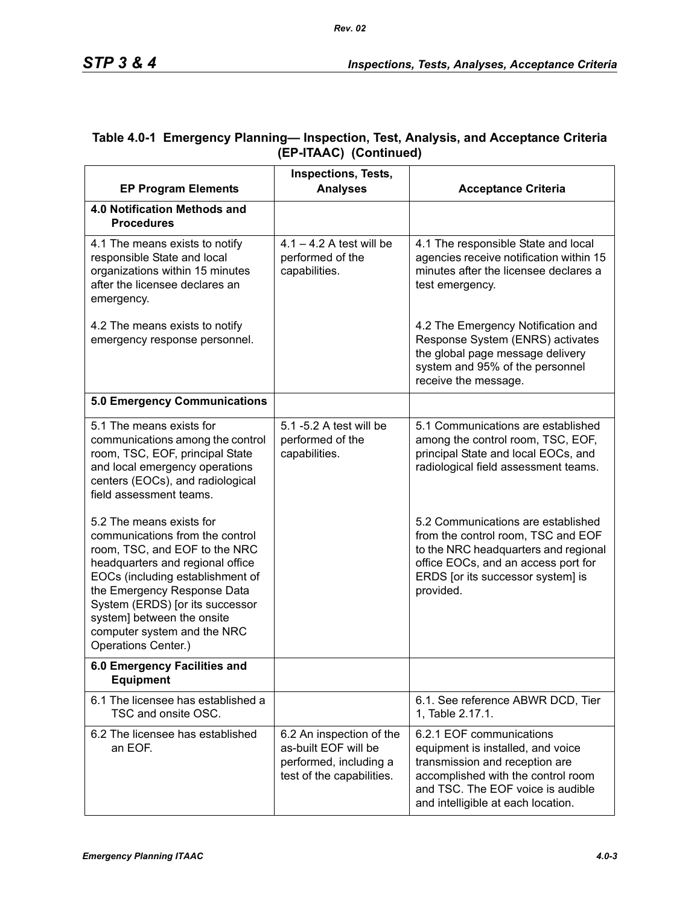### Table 4.0-1 Emergency Planning— Inspection, Test, Analysis, and Acceptance Criteria (EP-ITAAC) (Continued)

| EP Program Elements | Inspections, Tests, Analyses | Acceptance Criteria |
|---|---|---|
| **4.0 Notification Methods and Procedures** | | |
| 4.1 The means exists to notify responsible State and local organizations within 15 minutes after the licensee declares an emergency.<br><br>4.2 The means exists to notify emergency response personnel. | 4.1 – 4.2 A test will be performed of the capabilities. | 4.1 The responsible State and local agencies receive notification within 15 minutes after the licensee declares a test emergency.<br><br>4.2 The Emergency Notification and Response System (ENRS) activates the global page message delivery system and 95% of the personnel receive the message. |
| **5.0 Emergency Communications** | | |
| 5.1 The means exists for communications among the control room, TSC, EOF, principal State and local emergency operations centers (EOCs), and radiological field assessment teams.<br><br>5.2 The means exists for communications from the control room, TSC, and EOF to the NRC headquarters and regional office EOCs (including establishment of the Emergency Response Data System (ERDS) [or its successor system] between the onsite computer system and the NRC Operations Center.) | 5.1 -5.2 A test will be performed of the capabilities. | 5.1 Communications are established among the control room, TSC, EOF, principal State and local EOCs, and radiological field assessment teams.<br><br>5.2 Communications are established from the control room, TSC and EOF to the NRC headquarters and regional office EOCs, and an access port for ERDS [or its successor system] is provided. |
| **6.0 Emergency Facilities and Equipment** | | |
| 6.1 The licensee has established a TSC and onsite OSC. | | 6.1. See reference ABWR DCD, Tier 1, Table 2.17.1. |
| 6.2 The licensee has established an EOF. | 6.2 An inspection of the as-built EOF will be performed, including a test of the capabilities. | 6.2.1 EOF communications equipment is installed, and voice transmission and reception are accomplished with the control room and TSC. The EOF voice is audible and intelligible at each location. |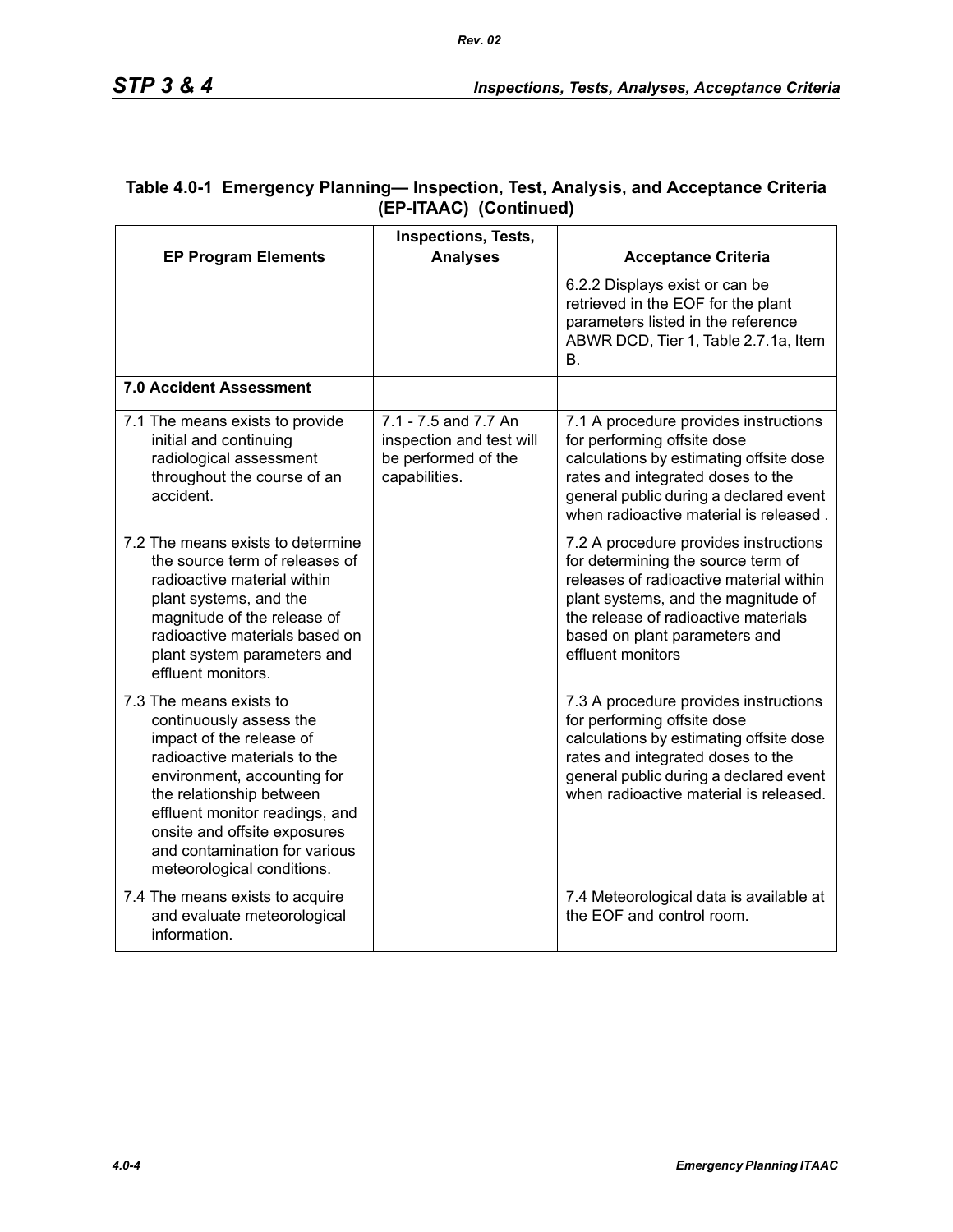**Table 4.0-1 Emergency Planning— Inspection, Test, Analysis, and Acceptance Criteria (EP-ITAAC) (Continued)**

| EP Program Elements | Inspections, Tests, Analyses | Acceptance Criteria |
|---|---|---|
| | | 6.2.2 Displays exist or can be retrieved in the EOF for the plant parameters listed in the reference ABWR DCD, Tier 1, Table 2.7.1a, Item B. |
| **7.0 Accident Assessment** | | |
| 7.1 The means exists to provide initial and continuing radiological assessment throughout the course of an accident. | 7.1 - 7.5 and 7.7 An inspection and test will be performed of the capabilities. | 7.1 A procedure provides instructions for performing offsite dose calculations by estimating offsite dose rates and integrated doses to the general public during a declared event when radioactive material is released . |
| 7.2 The means exists to determine the source term of releases of radioactive material within plant systems, and the magnitude of the release of radioactive materials based on plant system parameters and effluent monitors. | | 7.2 A procedure provides instructions for determining the source term of releases of radioactive material within plant systems, and the magnitude of the release of radioactive materials based on plant parameters and effluent monitors |
| 7.3 The means exists to continuously assess the impact of the release of radioactive materials to the environment, accounting for the relationship between effluent monitor readings, and onsite and offsite exposures and contamination for various meteorological conditions. | | 7.3 A procedure provides instructions for performing offsite dose calculations by estimating offsite dose rates and integrated doses to the general public during a declared event when radioactive material is released. |
| 7.4 The means exists to acquire and evaluate meteorological information. | | 7.4 Meteorological data is available at the EOF and control room. |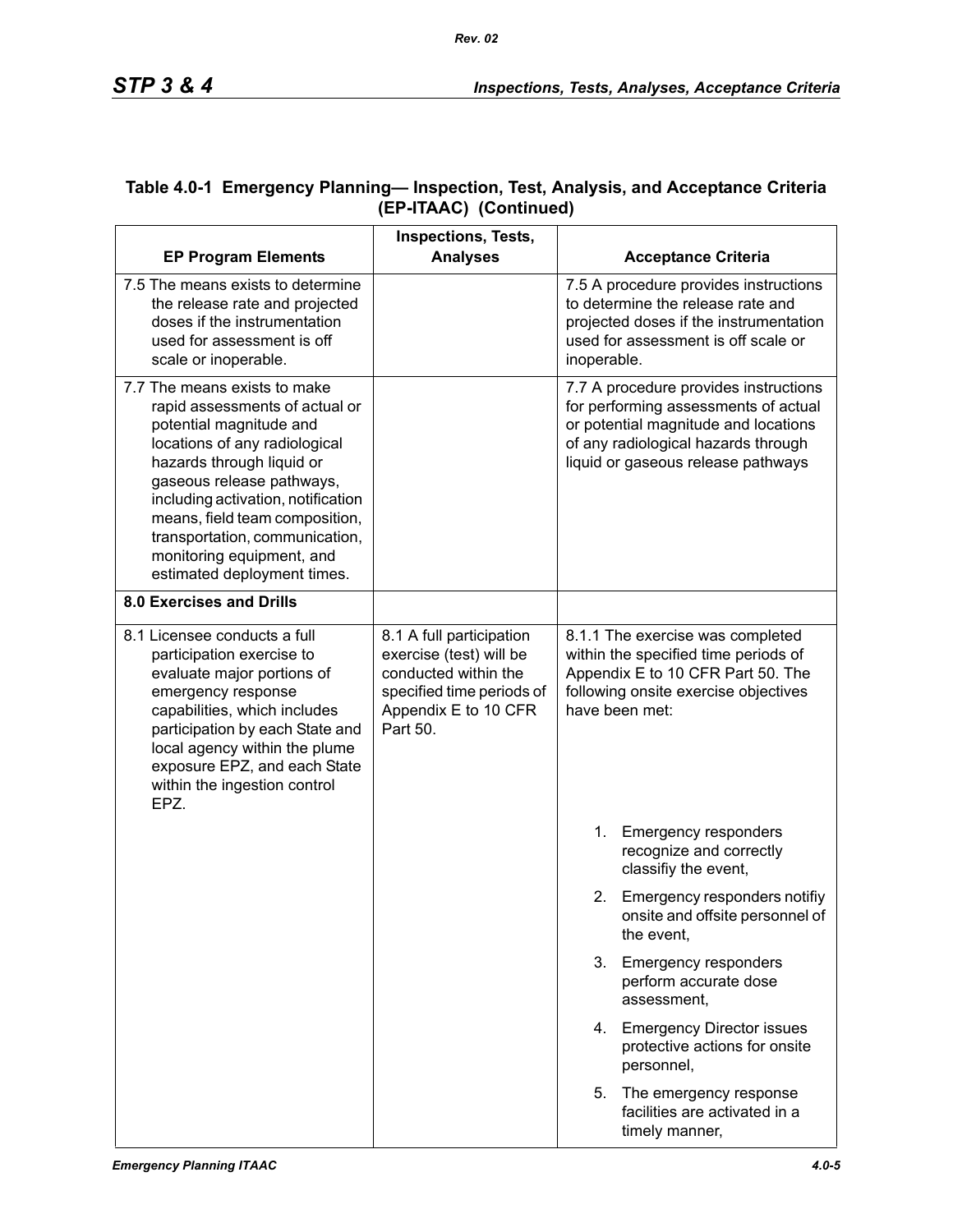**Table 4.0-1 Emergency Planning— Inspection, Test, Analysis, and Acceptance Criteria (EP-ITAAC) (Continued)**

| EP Program Elements | Inspections, Tests, Analyses | Acceptance Criteria |
|---|---|---|
| 7.5 The means exists to determine the release rate and projected doses if the instrumentation used for assessment is off scale or inoperable. | | 7.5 A procedure provides instructions to determine the release rate and projected doses if the instrumentation used for assessment is off scale or inoperable. |
| 7.7 The means exists to make rapid assessments of actual or potential magnitude and locations of any radiological hazards through liquid or gaseous release pathways, including activation, notification means, field team composition, transportation, communication, monitoring equipment, and estimated deployment times. | | 7.7 A procedure provides instructions for performing assessments of actual or potential magnitude and locations of any radiological hazards through liquid or gaseous release pathways |
| **8.0 Exercises and Drills** | | |
| 8.1 Licensee conducts a full participation exercise to evaluate major portions of emergency response capabilities, which includes participation by each State and local agency within the plume exposure EPZ, and each State within the ingestion control EPZ. | 8.1 A full participation exercise (test) will be conducted within the specified time periods of Appendix E to 10 CFR Part 50. | 8.1.1 The exercise was completed within the specified time periods of Appendix E to 10 CFR Part 50. The following onsite exercise objectives have been met:<br><br>1. Emergency responders recognize and correctly classifiy the event,<br>2. Emergency responders notifiy onsite and offsite personnel of the event,<br>3. Emergency responders perform accurate dose assessment,<br>4. Emergency Director issues protective actions for onsite personnel,<br>5. The emergency response facilities are activated in a timely manner, |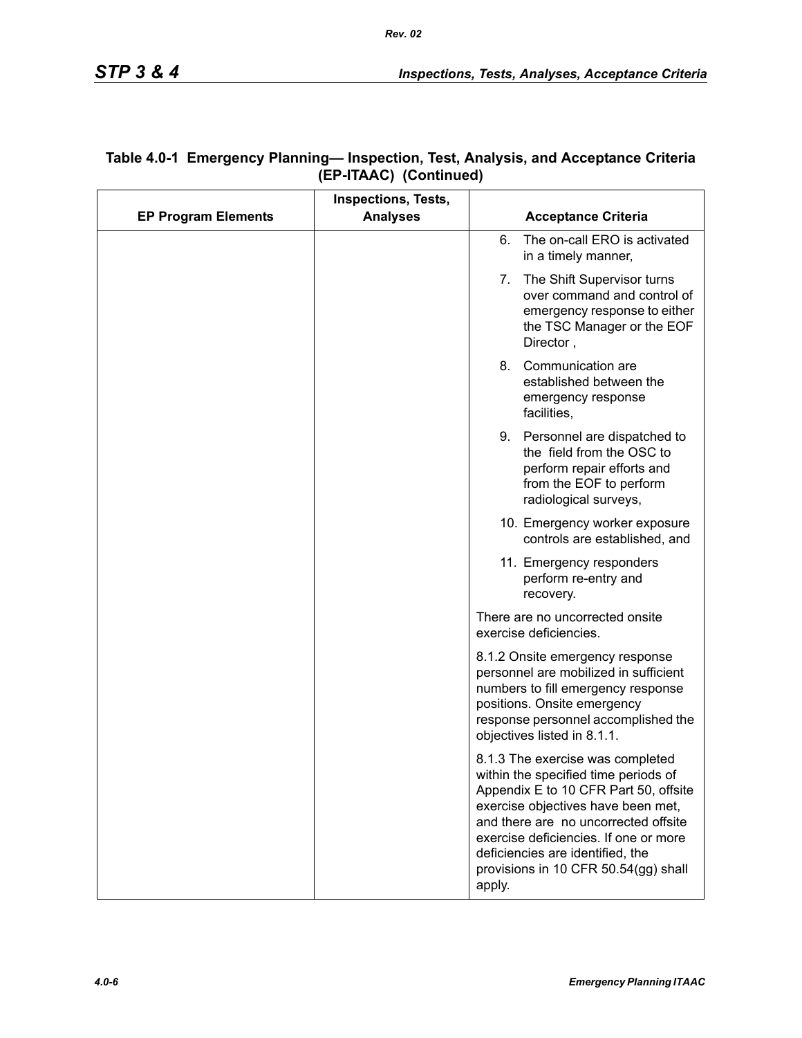**Table 4.0-1 Emergency Planning— Inspection, Test, Analysis, and Acceptance Criteria (EP-ITAAC) (Continued)**

| EP Program Elements | Inspections, Tests, Analyses | Acceptance Criteria |
|---|---|---|
| | | 6. The on-call ERO is activated in a timely manner,<br><br>7. The Shift Supervisor turns over command and control of emergency response to either the TSC Manager or the EOF Director ,<br><br>8. Communication are established between the emergency response facilities,<br><br>9. Personnel are dispatched to the field from the OSC to perform repair efforts and from the EOF to perform radiological surveys,<br><br>10. Emergency worker exposure controls are established, and<br><br>11. Emergency responders perform re-entry and recovery. |
| | | There are no uncorrected onsite exercise deficiencies. |
| | | 8.1.2 Onsite emergency response personnel are mobilized in sufficient numbers to fill emergency response positions. Onsite emergency response personnel accomplished the objectives listed in 8.1.1. |
| | | 8.1.3 The exercise was completed within the specified time periods of Appendix E to 10 CFR Part 50, offsite exercise objectives have been met, and there are no uncorrected offsite exercise deficiencies. If one or more deficiencies are identified, the provisions in 10 CFR 50.54(gg) shall apply. |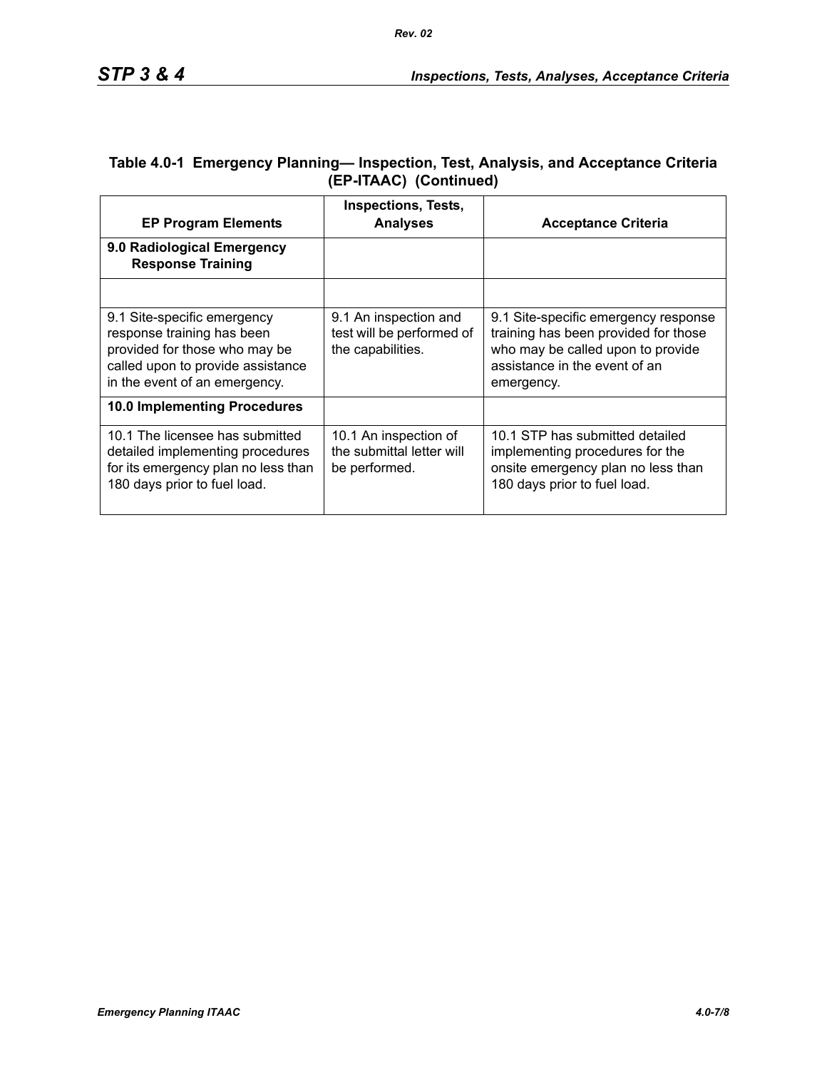**Table 4.0-1 Emergency Planning— Inspection, Test, Analysis, and Acceptance Criteria (EP-ITAAC) (Continued)**

| EP Program Elements | Inspections, Tests, Analyses | Acceptance Criteria |
|---|---|---|
| **9.0 Radiological Emergency Response Training** | | |
| | | |
| 9.1 Site-specific emergency response training has been provided for those who may be called upon to provide assistance in the event of an emergency. | 9.1 An inspection and test will be performed of the capabilities. | 9.1 Site-specific emergency response training has been provided for those who may be called upon to provide assistance in the event of an emergency. |
| **10.0 Implementing Procedures** | | |
| 10.1 The licensee has submitted detailed implementing procedures for its emergency plan no less than 180 days prior to fuel load. | 10.1 An inspection of the submittal letter will be performed. | 10.1 STP has submitted detailed implementing procedures for the onsite emergency plan no less than 180 days prior to fuel load. |